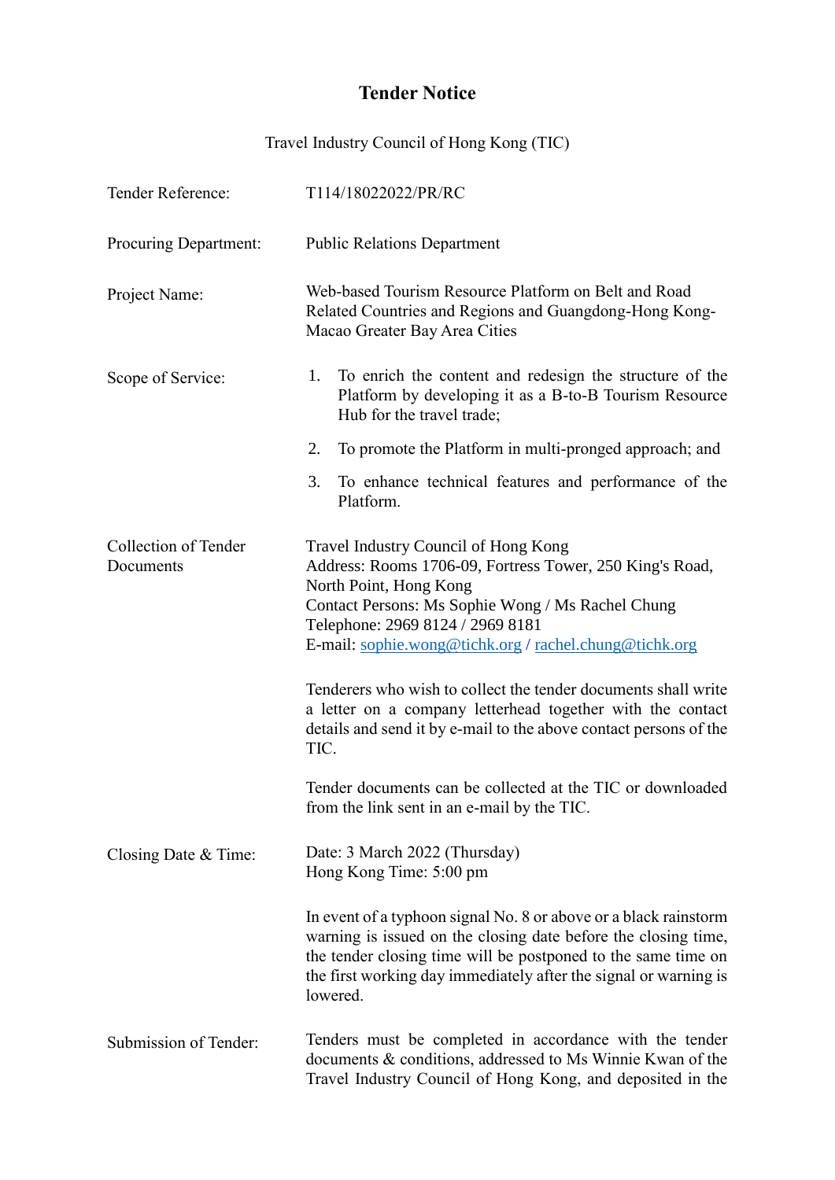# Tender Notice

Travel Industry Council of Hong Kong (TIC)

| | |
|---|---|
| Tender Reference: | T114/18022022/PR/RC |
| Procuring Department: | Public Relations Department |
| Project Name: | Web-based Tourism Resource Platform on Belt and Road Related Countries and Regions and Guangdong-Hong Kong-Macao Greater Bay Area Cities |
| Scope of Service: | 1. To enrich the content and redesign the structure of the Platform by developing it as a B-to-B Tourism Resource Hub for the travel trade;<br>2. To promote the Platform in multi-pronged approach; and<br>3. To enhance technical features and performance of the Platform. |
| Collection of Tender Documents | Travel Industry Council of Hong Kong<br>Address: Rooms 1706-09, Fortress Tower, 250 King's Road, North Point, Hong Kong<br>Contact Persons: Ms Sophie Wong / Ms Rachel Chung<br>Telephone: 2969 8124 / 2969 8181<br>E-mail: sophie.wong@tichk.org / rachel.chung@tichk.org<br><br>Tenderers who wish to collect the tender documents shall write a letter on a company letterhead together with the contact details and send it by e-mail to the above contact persons of the TIC.<br><br>Tender documents can be collected at the TIC or downloaded from the link sent in an e-mail by the TIC. |
| Closing Date & Time: | Date: 3 March 2022 (Thursday)<br>Hong Kong Time: 5:00 pm<br><br>In event of a typhoon signal No. 8 or above or a black rainstorm warning is issued on the closing date before the closing time, the tender closing time will be postponed to the same time on the first working day immediately after the signal or warning is lowered. |
| Submission of Tender: | Tenders must be completed in accordance with the tender documents & conditions, addressed to Ms Winnie Kwan of the Travel Industry Council of Hong Kong, and deposited in the |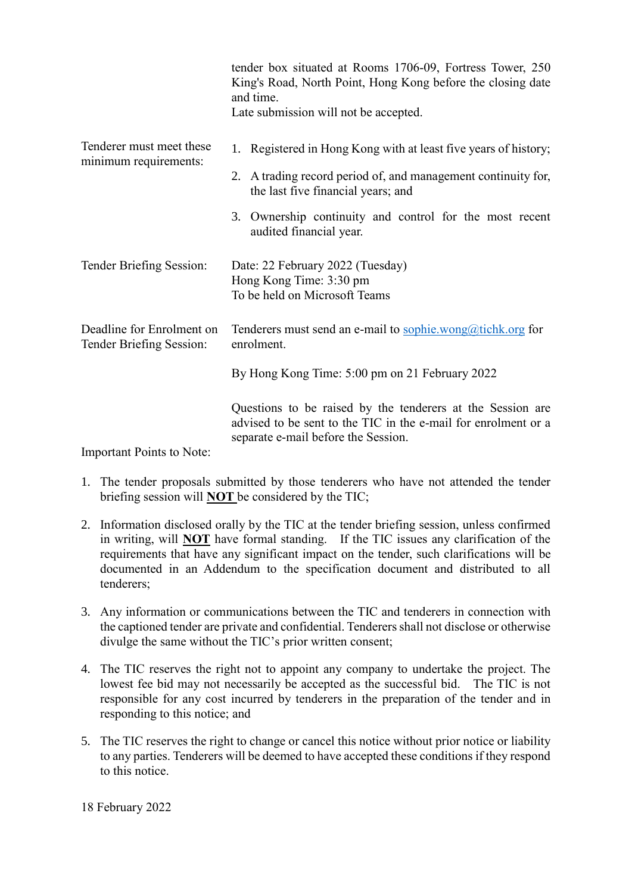| | |
|---|---|
| | tender box situated at Rooms 1706-09, Fortress Tower, 250 King's Road, North Point, Hong Kong before the closing date and time.<br>Late submission will not be accepted. |
| Tenderer must meet these minimum requirements: | 1. Registered in Hong Kong with at least five years of history;<br>2. A trading record period of, and management continuity for, the last five financial years; and<br>3. Ownership continuity and control for the most recent audited financial year. |
| Tender Briefing Session: | Date: 22 February 2022 (Tuesday)<br>Hong Kong Time: 3:30 pm<br>To be held on Microsoft Teams |
| Deadline for Enrolment on Tender Briefing Session: | Tenderers must send an e-mail to sophie.wong@tichk.org for enrolment.<br><br>By Hong Kong Time: 5:00 pm on 21 February 2022<br><br>Questions to be raised by the tenderers at the Session are advised to be sent to the TIC in the e-mail for enrolment or a separate e-mail before the Session. |

Important Points to Note:

1. The tender proposals submitted by those tenderers who have not attended the tender briefing session will **NOT** be considered by the TIC;

2. Information disclosed orally by the TIC at the tender briefing session, unless confirmed in writing, will **NOT** have formal standing. If the TIC issues any clarification of the requirements that have any significant impact on the tender, such clarifications will be documented in an Addendum to the specification document and distributed to all tenderers;

3. Any information or communications between the TIC and tenderers in connection with the captioned tender are private and confidential. Tenderers shall not disclose or otherwise divulge the same without the TIC's prior written consent;

4. The TIC reserves the right not to appoint any company to undertake the project. The lowest fee bid may not necessarily be accepted as the successful bid. The TIC is not responsible for any cost incurred by tenderers in the preparation of the tender and in responding to this notice; and

5. The TIC reserves the right to change or cancel this notice without prior notice or liability to any parties. Tenderers will be deemed to have accepted these conditions if they respond to this notice.

18 February 2022